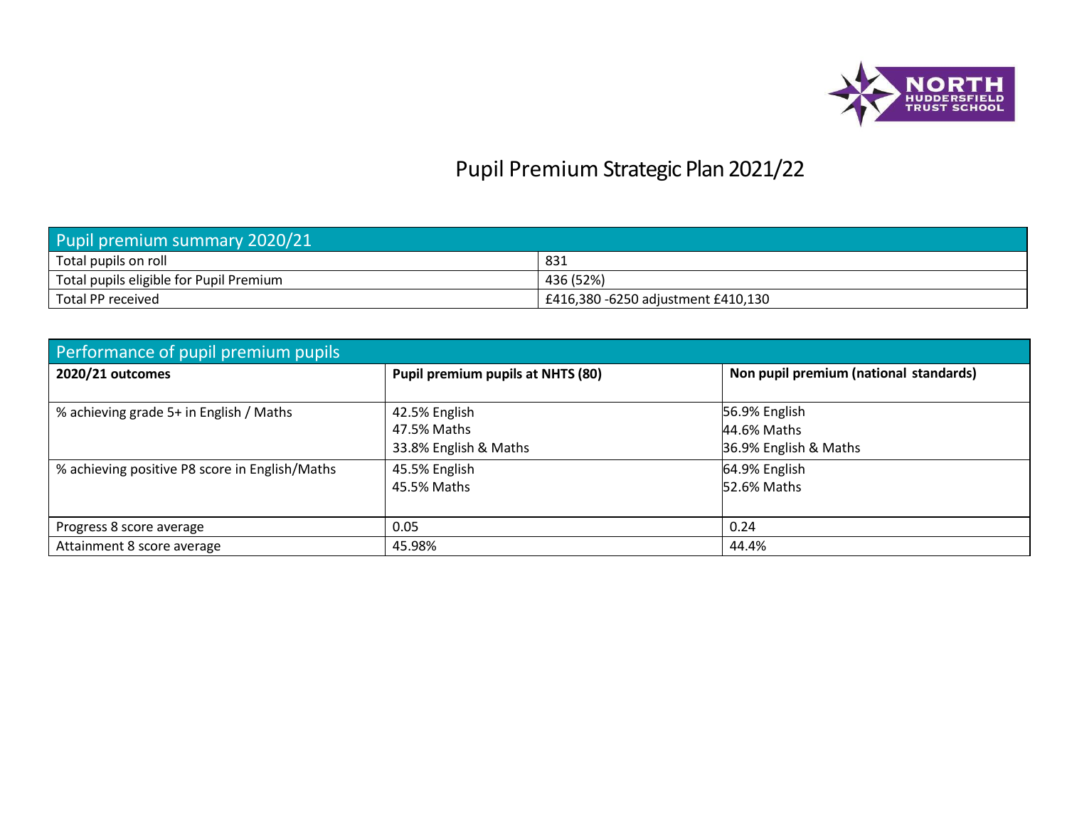# Pupil Premium Strategic Plan 2021/22

| Pupil premium summary 2020/21 | |
|---|---|
| Total pupils on roll | 831 |
| Total pupils eligible for Pupil Premium | 436 (52%) |
| Total PP received | £416,380 -6250 adjustment £410,130 |

| Performance of pupil premium pupils | | |
|---|---|---|
| **2020/21 outcomes** | **Pupil premium pupils at NHTS (80)** | **Non pupil premium (national standards)** |
| % achieving grade 5+ in English / Maths | 42.5% English<br>47.5% Maths<br>33.8% English & Maths | 56.9% English<br>44.6% Maths<br>36.9% English & Maths |
| % achieving positive P8 score in English/Maths | 45.5% English<br>45.5% Maths | 64.9% English<br>52.6% Maths |
| Progress 8 score average | 0.05 | 0.24 |
| Attainment 8 score average | 45.98% | 44.4% |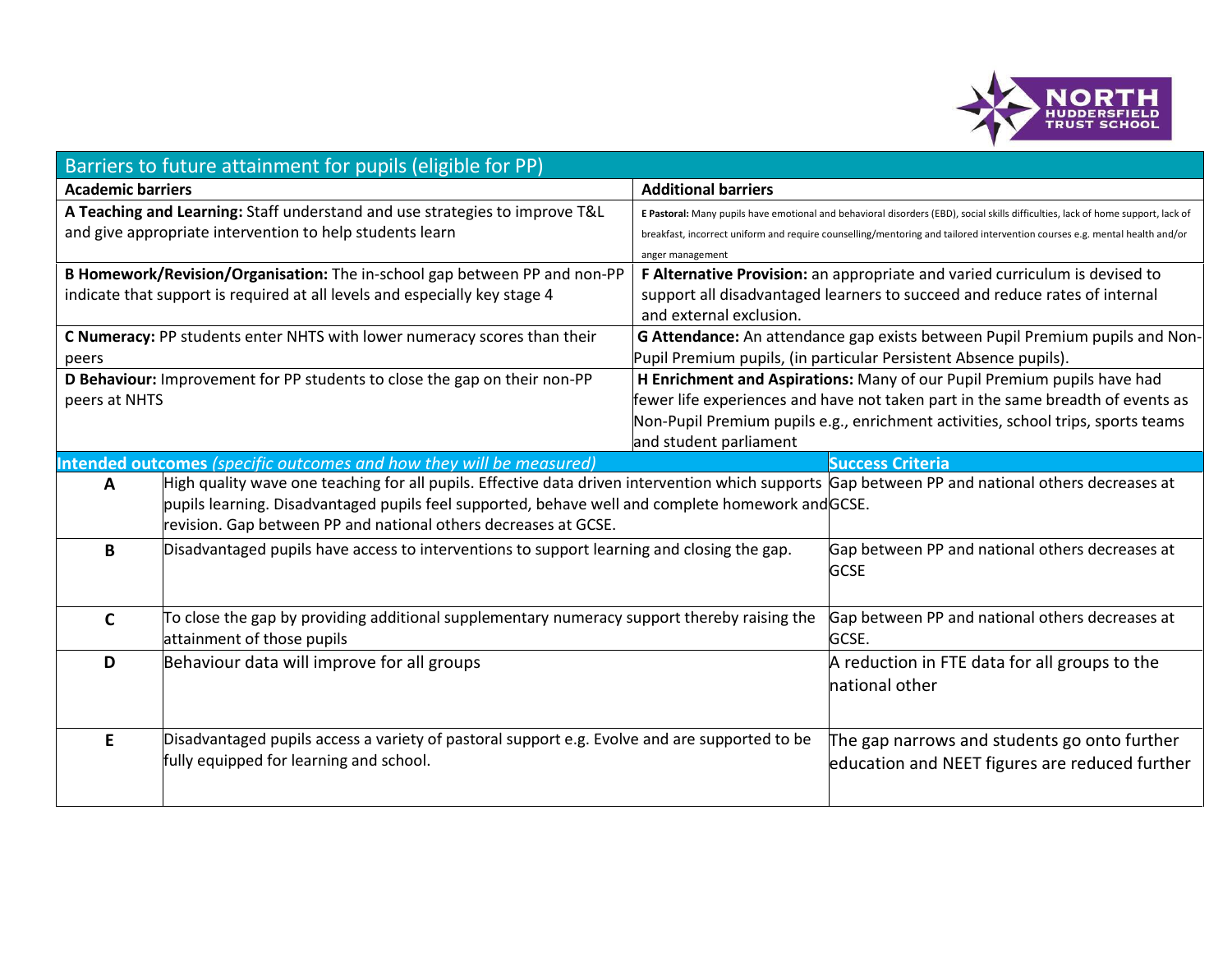## Barriers to future attainment for pupils (eligible for PP)

| Academic barriers | Additional barriers |
|---|---|
| **A Teaching and Learning:** Staff understand and use strategies to improve T&L and give appropriate intervention to help students learn | **E Pastoral:** Many pupils have emotional and behavioral disorders (EBD), social skills difficulties, lack of home support, lack of breakfast, incorrect uniform and require counselling/mentoring and tailored intervention courses e.g. mental health and/or anger management |
| **B Homework/Revision/Organisation:** The in-school gap between PP and non-PP indicate that support is required at all levels and especially key stage 4 | **F Alternative Provision:** an appropriate and varied curriculum is devised to support all disadvantaged learners to succeed and reduce rates of internal and external exclusion. |
| **C Numeracy:** PP students enter NHTS with lower numeracy scores than their peers | **G Attendance:** An attendance gap exists between Pupil Premium pupils and Non-Pupil Premium pupils, (in particular Persistent Absence pupils). |
| **D Behaviour:** Improvement for PP students to close the gap on their non-PP peers at NHTS | **H Enrichment and Aspirations:** Many of our Pupil Premium pupils have had fewer life experiences and have not taken part in the same breadth of events as Non-Pupil Premium pupils e.g., enrichment activities, school trips, sports teams and student parliament |

| | **Intended outcomes** *(specific outcomes and how they will be measured)* | **Success Criteria** |
|---|---|---|
| **A** | High quality wave one teaching for all pupils. Effective data driven intervention which supports pupils learning. Disadvantaged pupils feel supported, behave well and complete homework and revision. Gap between PP and national others decreases at GCSE. | Gap between PP and national others decreases at GCSE. |
| **B** | Disadvantaged pupils have access to interventions to support learning and closing the gap. | Gap between PP and national others decreases at GCSE |
| **C** | To close the gap by providing additional supplementary numeracy support thereby raising the attainment of those pupils | Gap between PP and national others decreases at GCSE. |
| **D** | Behaviour data will improve for all groups | A reduction in FTE data for all groups to the national other |
| **E** | Disadvantaged pupils access a variety of pastoral support e.g. Evolve and are supported to be fully equipped for learning and school. | The gap narrows and students go onto further education and NEET figures are reduced further |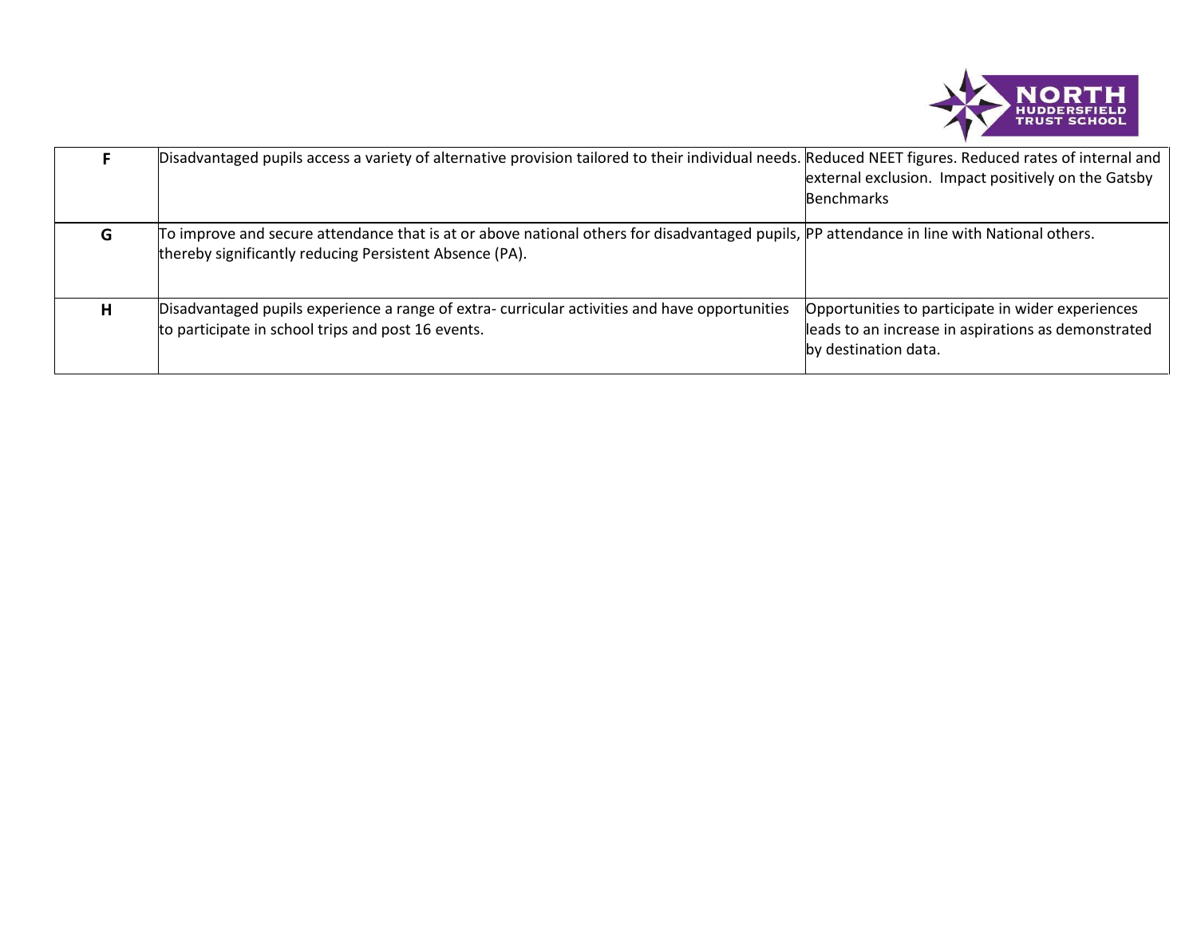| | | |
|---|---|---|
| **F** | Disadvantaged pupils access a variety of alternative provision tailored to their individual needs. | Reduced NEET figures. Reduced rates of internal and external exclusion. Impact positively on the Gatsby Benchmarks |
| **G** | To improve and secure attendance that is at or above national others for disadvantaged pupils, thereby significantly reducing Persistent Absence (PA). | PP attendance in line with National others. |
| **H** | Disadvantaged pupils experience a range of extra- curricular activities and have opportunities to participate in school trips and post 16 events. | Opportunities to participate in wider experiences leads to an increase in aspirations as demonstrated by destination data. |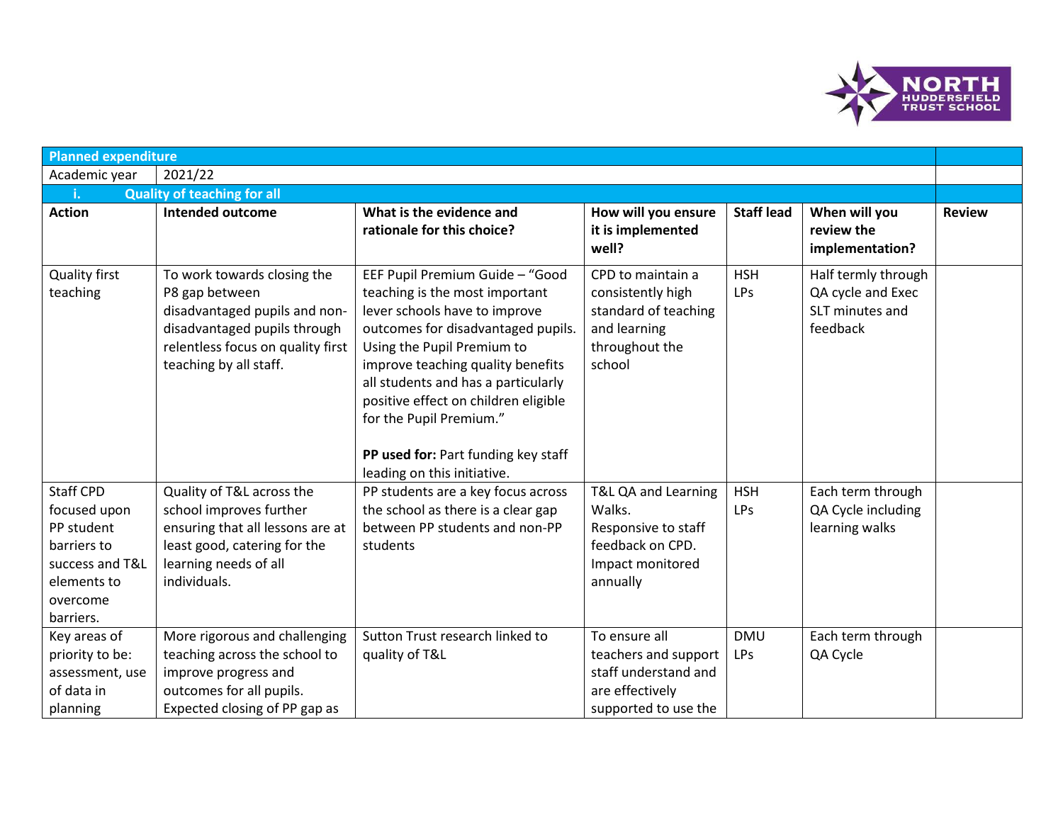| Planned expenditure | | | | | | |
|---|---|---|---|---|---|---|
| Academic year | 2021/22 | | | | | |
| i. Quality of teaching for all | | | | | | |
| **Action** | **Intended outcome** | **What is the evidence and rationale for this choice?** | **How will you ensure it is implemented well?** | **Staff lead** | **When will you review the implementation?** | **Review** |
| Quality first teaching | To work towards closing the P8 gap between disadvantaged pupils and non-disadvantaged pupils through relentless focus on quality first teaching by all staff. | EEF Pupil Premium Guide – "Good teaching is the most important lever schools have to improve outcomes for disadvantaged pupils. Using the Pupil Premium to improve teaching quality benefits all students and has a particularly positive effect on children eligible for the Pupil Premium."<br><br>**PP used for:** Part funding key staff leading on this initiative. | CPD to maintain a consistently high standard of teaching and learning throughout the school | HSH<br>LPs | Half termly through QA cycle and Exec SLT minutes and feedback | |
| Staff CPD focused upon PP student barriers to success and T&L elements to overcome barriers. | Quality of T&L across the school improves further ensuring that all lessons are at least good, catering for the learning needs of all individuals. | PP students are a key focus across the school as there is a clear gap between PP students and non-PP students | T&L QA and Learning Walks.<br>Responsive to staff feedback on CPD.<br>Impact monitored annually | HSH<br>LPs | Each term through QA Cycle including learning walks | |
| Key areas of priority to be: assessment, use of data in planning | More rigorous and challenging teaching across the school to improve progress and outcomes for all pupils. Expected closing of PP gap as | Sutton Trust research linked to quality of T&L | To ensure all teachers and support staff understand and are effectively supported to use the | DMU<br>LPs | Each term through QA Cycle | |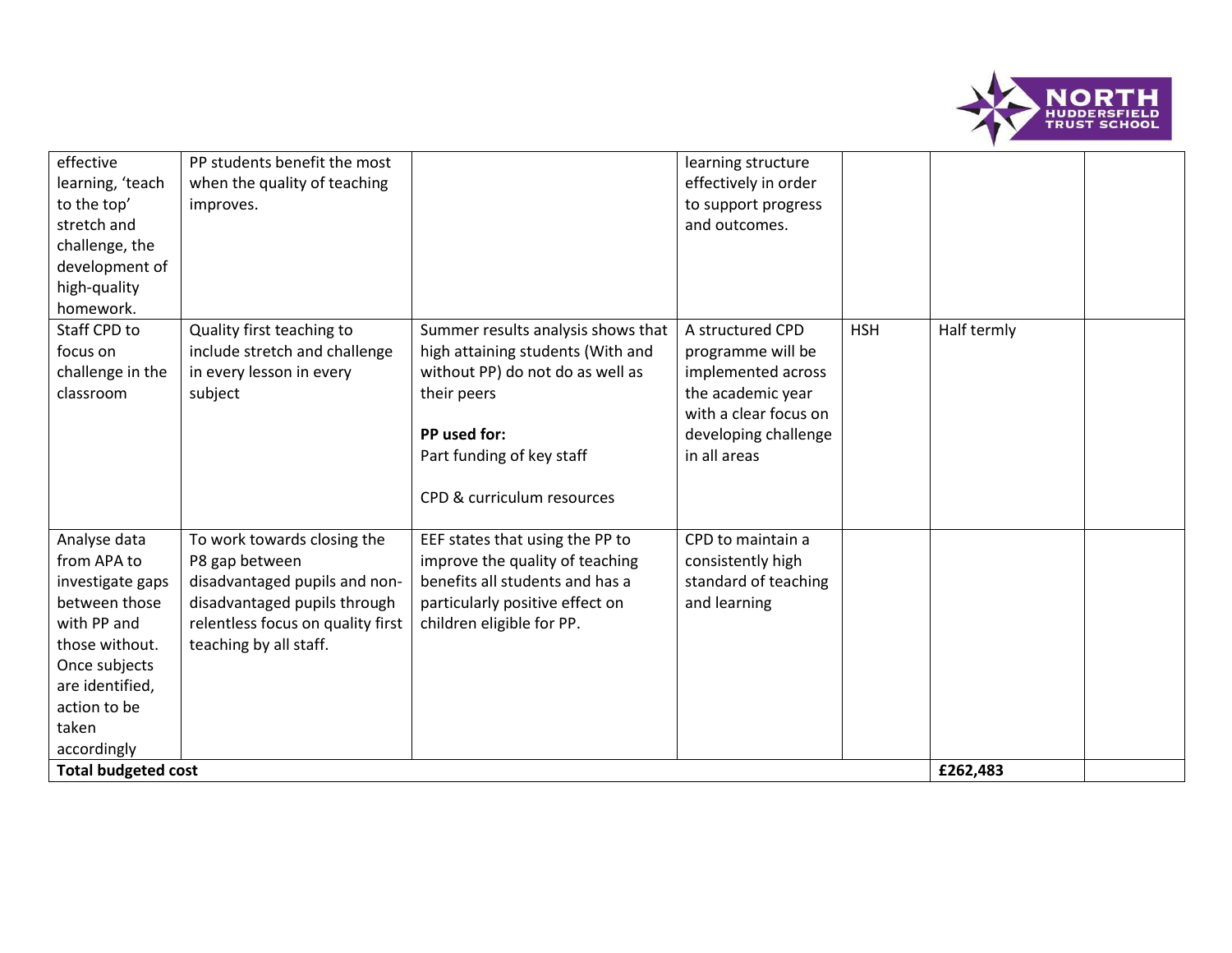| | | | | | | |
|---|---|---|---|---|---|---|
| effective learning, 'teach to the top' stretch and challenge, the development of high-quality homework. | PP students benefit the most when the quality of teaching improves. | | learning structure effectively in order to support progress and outcomes. | | | |
| Staff CPD to focus on challenge in the classroom | Quality first teaching to include stretch and challenge in every lesson in every subject | Summer results analysis shows that high attaining students (With and without PP) do not do as well as their peers<br><br>**PP used for:**<br>Part funding of key staff<br><br>CPD & curriculum resources | A structured CPD programme will be implemented across the academic year with a clear focus on developing challenge in all areas | HSH | Half termly | |
| Analyse data from APA to investigate gaps between those with PP and those without. Once subjects are identified, action to be taken accordingly | To work towards closing the P8 gap between disadvantaged pupils and non-disadvantaged pupils through relentless focus on quality first teaching by all staff. | EEF states that using the PP to improve the quality of teaching benefits all students and has a particularly positive effect on children eligible for PP. | CPD to maintain a consistently high standard of teaching and learning | | | |
| **Total budgeted cost** | | | | | **£262,483** | |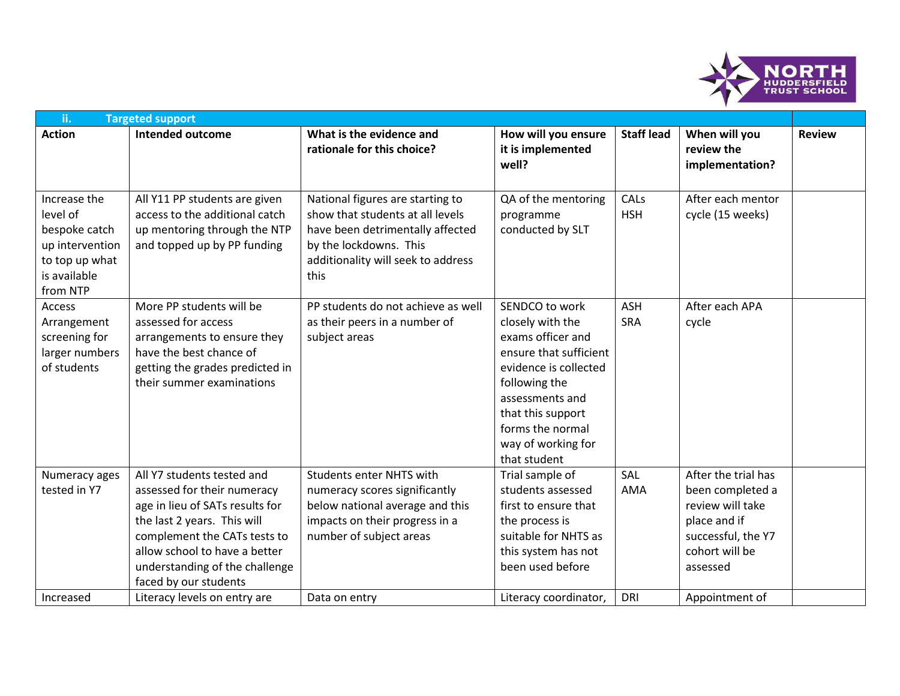| ii. Targeted support | | | | | | |
|---|---|---|---|---|---|---|
| **Action** | **Intended outcome** | **What is the evidence and rationale for this choice?** | **How will you ensure it is implemented well?** | **Staff lead** | **When will you review the implementation?** | **Review** |
| Increase the level of bespoke catch up intervention to top up what is available from NTP | All Y11 PP students are given access to the additional catch up mentoring through the NTP and topped up by PP funding | National figures are starting to show that students at all levels have been detrimentally affected by the lockdowns. This additionality will seek to address this | QA of the mentoring programme conducted by SLT | CALs HSH | After each mentor cycle (15 weeks) | |
| Access Arrangement screening for larger numbers of students | More PP students will be assessed for access arrangements to ensure they have the best chance of getting the grades predicted in their summer examinations | PP students do not achieve as well as their peers in a number of subject areas | SENDCO to work closely with the exams officer and ensure that sufficient evidence is collected following the assessments and that this support forms the normal way of working for that student | ASH SRA | After each APA cycle | |
| Numeracy ages tested in Y7 | All Y7 students tested and assessed for their numeracy age in lieu of SATs results for the last 2 years. This will complement the CATs tests to allow school to have a better understanding of the challenge faced by our students | Students enter NHTS with numeracy scores significantly below national average and this impacts on their progress in a number of subject areas | Trial sample of students assessed first to ensure that the process is suitable for NHTS as this system has not been used before | SAL AMA | After the trial has been completed a review will take place and if successful, the Y7 cohort will be assessed | |
| Increased | Literacy levels on entry are | Data on entry | Literacy coordinator, | DRI | Appointment of | |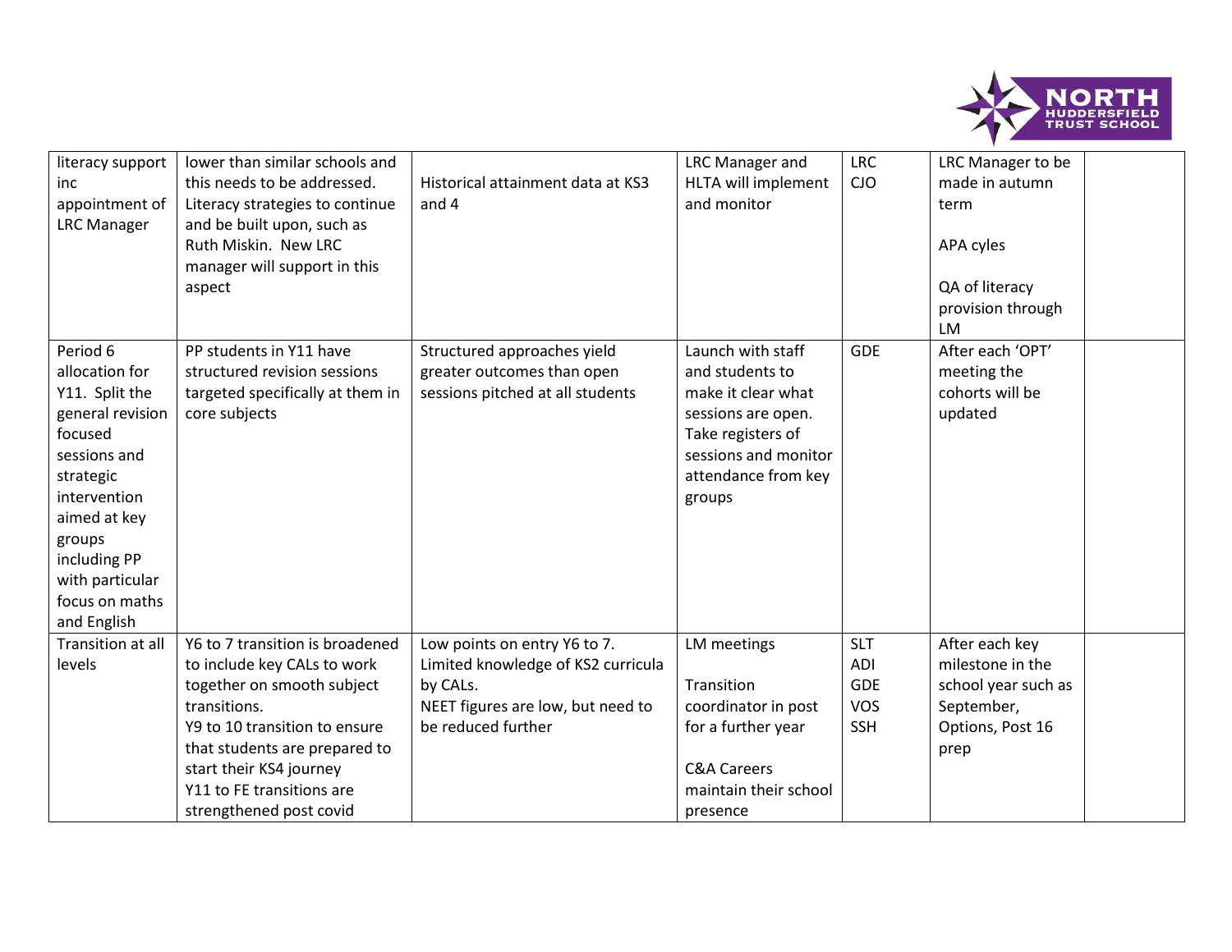| literacy support inc appointment of LRC Manager | lower than similar schools and this needs to be addressed. Literacy strategies to continue and be built upon, such as Ruth Miskin. New LRC manager will support in this aspect | Historical attainment data at KS3 and 4 | LRC Manager and HLTA will implement and monitor | LRC CJO | LRC Manager to be made in autumn term<br><br>APA cyles<br><br>QA of literacy provision through LM | |
|---|---|---|---|---|---|---|
| Period 6 allocation for Y11. Split the general revision focused sessions and strategic intervention aimed at key groups including PP with particular focus on maths and English | PP students in Y11 have structured revision sessions targeted specifically at them in core subjects | Structured approaches yield greater outcomes than open sessions pitched at all students | Launch with staff and students to make it clear what sessions are open. Take registers of sessions and monitor attendance from key groups | GDE | After each 'OPT' meeting the cohorts will be updated | |
| Transition at all levels | Y6 to 7 transition is broadened to include key CALs to work together on smooth subject transitions.<br>Y9 to 10 transition to ensure that students are prepared to start their KS4 journey<br>Y11 to FE transitions are strengthened post covid | Low points on entry Y6 to 7.<br>Limited knowledge of KS2 curricula by CALs.<br>NEET figures are low, but need to be reduced further | LM meetings<br><br>Transition coordinator in post for a further year<br><br>C&A Careers maintain their school presence | SLT<br>ADI<br>GDE<br>VOS<br>SSH | After each key milestone in the school year such as September, Options, Post 16 prep | |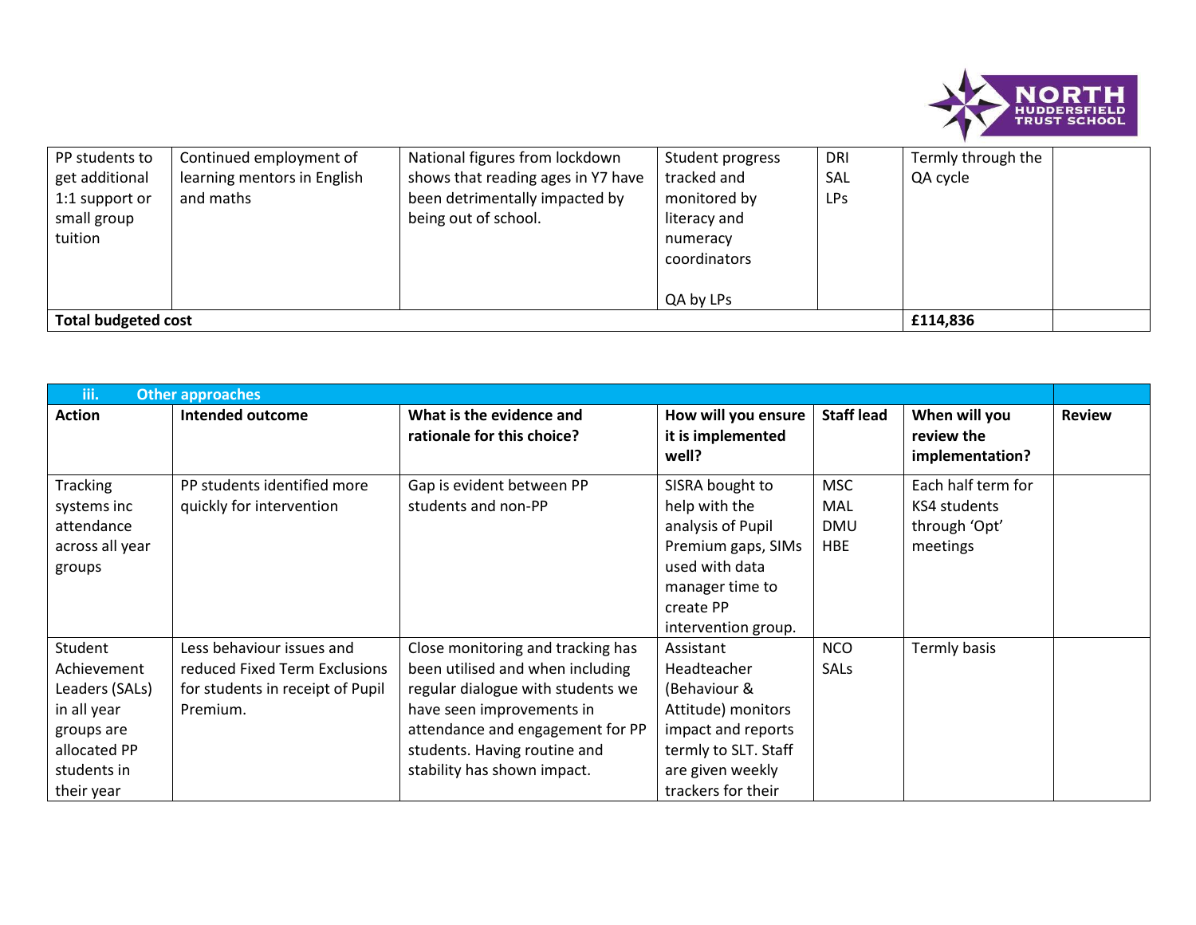| PP students to get additional 1:1 support or small group tuition | Continued employment of learning mentors in English and maths | National figures from lockdown shows that reading ages in Y7 have been detrimentally impacted by being out of school. | Student progress tracked and monitored by literacy and numeracy coordinators<br><br>QA by LPs | DRI<br>SAL<br>LPs | Termly through the QA cycle | |
|---|---|---|---|---|---|---|
| **Total budgeted cost** | | | | | **£114,836** | |

| **iii. Other approaches** | | | | | | |
|---|---|---|---|---|---|---|
| **Action** | **Intended outcome** | **What is the evidence and rationale for this choice?** | **How will you ensure it is implemented well?** | **Staff lead** | **When will you review the implementation?** | **Review** |
| Tracking systems inc attendance across all year groups | PP students identified more quickly for intervention | Gap is evident between PP students and non-PP | SISRA bought to help with the analysis of Pupil Premium gaps, SIMs used with data manager time to create PP intervention group. | MSC<br>MAL<br>DMU<br>HBE | Each half term for KS4 students through 'Opt' meetings | |
| Student Achievement Leaders (SALs) in all year groups are allocated PP students in their year | Less behaviour issues and reduced Fixed Term Exclusions for students in receipt of Pupil Premium. | Close monitoring and tracking has been utilised and when including regular dialogue with students we have seen improvements in attendance and engagement for PP students. Having routine and stability has shown impact. | Assistant Headteacher (Behaviour & Attitude) monitors impact and reports termly to SLT. Staff are given weekly trackers for their | NCO<br>SALs | Termly basis | |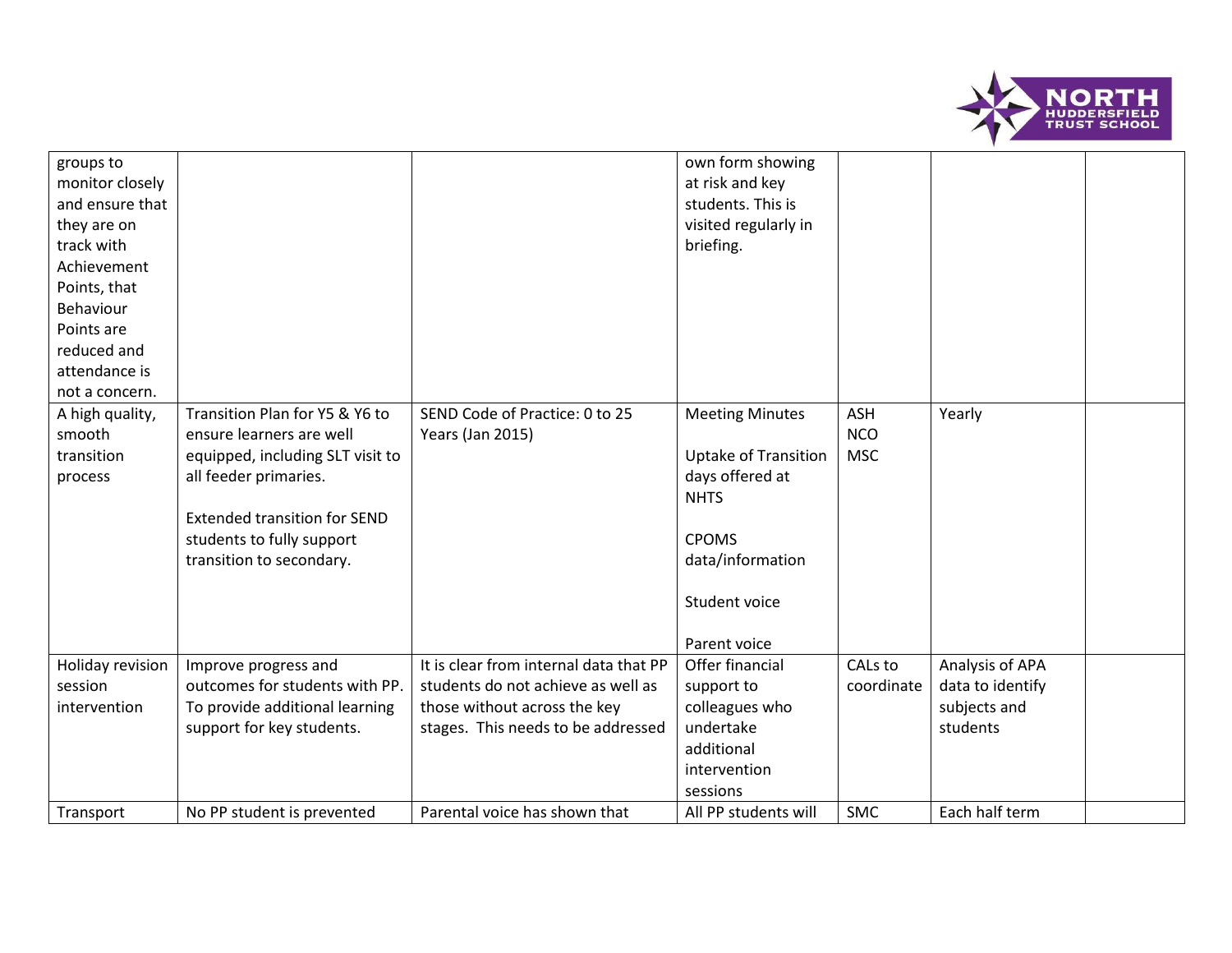| | | | | | | |
|---|---|---|---|---|---|---|
| groups to monitor closely and ensure that they are on track with Achievement Points, that Behaviour Points are reduced and attendance is not a concern. | | | own form showing at risk and key students. This is visited regularly in briefing. | | | |
| A high quality, smooth transition process | Transition Plan for Y5 & Y6 to ensure learners are well equipped, including SLT visit to all feeder primaries.<br><br>Extended transition for SEND students to fully support transition to secondary. | SEND Code of Practice: 0 to 25 Years (Jan 2015) | Meeting Minutes<br><br>Uptake of Transition days offered at NHTS<br><br>CPOMS data/information<br><br>Student voice<br><br>Parent voice | ASH<br>NCO<br>MSC | Yearly | |
| Holiday revision session intervention | Improve progress and outcomes for students with PP. To provide additional learning support for key students. | It is clear from internal data that PP students do not achieve as well as those without across the key stages. This needs to be addressed | Offer financial support to colleagues who undertake additional intervention sessions | CALs to coordinate | Analysis of APA data to identify subjects and students | |
| Transport | No PP student is prevented | Parental voice has shown that | All PP students will | SMC | Each half term | |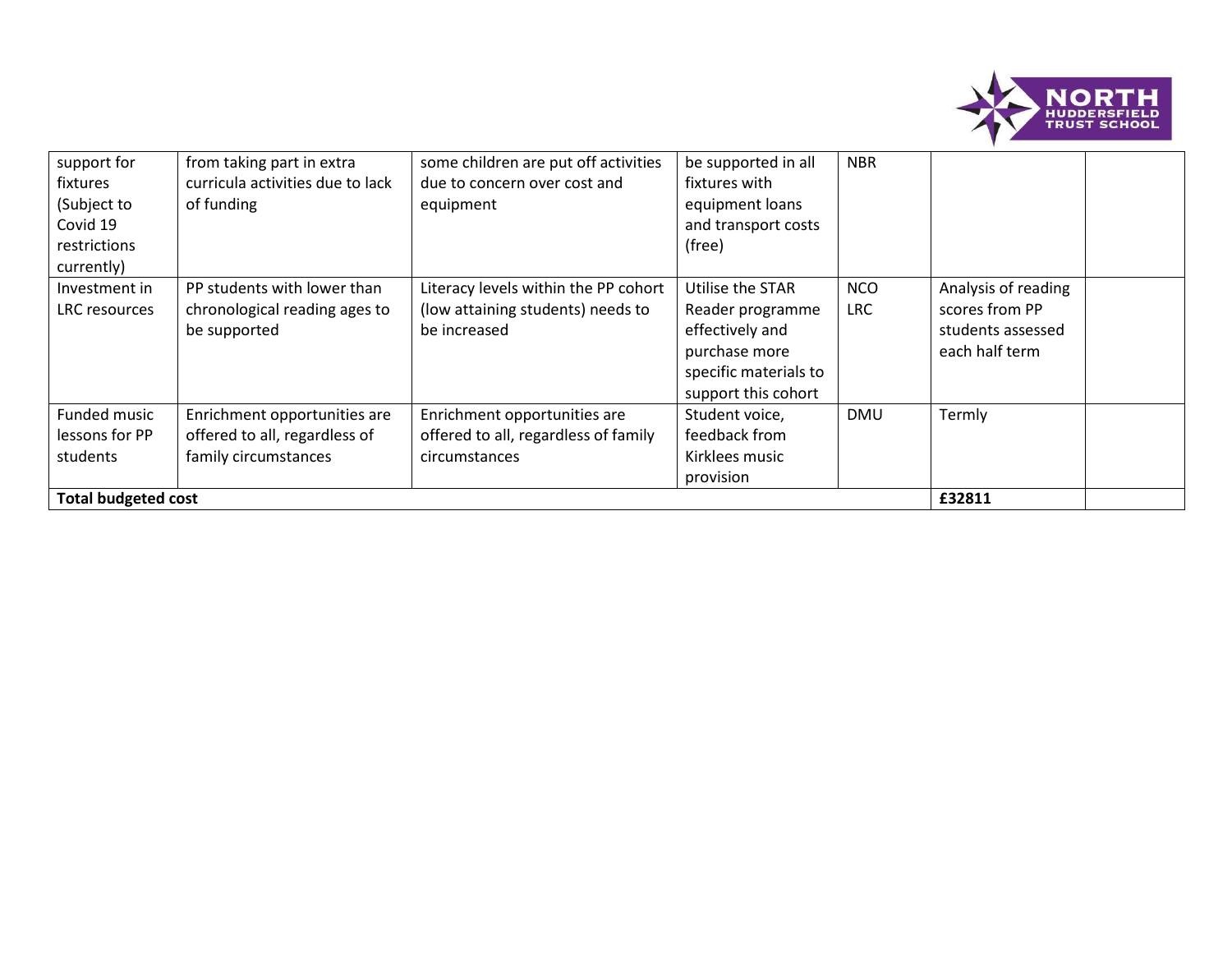| | | | | | | |
|---|---|---|---|---|---|---|
| support for fixtures (Subject to Covid 19 restrictions currently) | from taking part in extra curricula activities due to lack of funding | some children are put off activities due to concern over cost and equipment | be supported in all fixtures with equipment loans and transport costs (free) | NBR | | |
| Investment in LRC resources | PP students with lower than chronological reading ages to be supported | Literacy levels within the PP cohort (low attaining students) needs to be increased | Utilise the STAR Reader programme effectively and purchase more specific materials to support this cohort | NCO LRC | Analysis of reading scores from PP students assessed each half term | |
| Funded music lessons for PP students | Enrichment opportunities are offered to all, regardless of family circumstances | Enrichment opportunities are offered to all, regardless of family circumstances | Student voice, feedback from Kirklees music provision | DMU | Termly | |
| **Total budgeted cost** | | | | | **£32811** | |